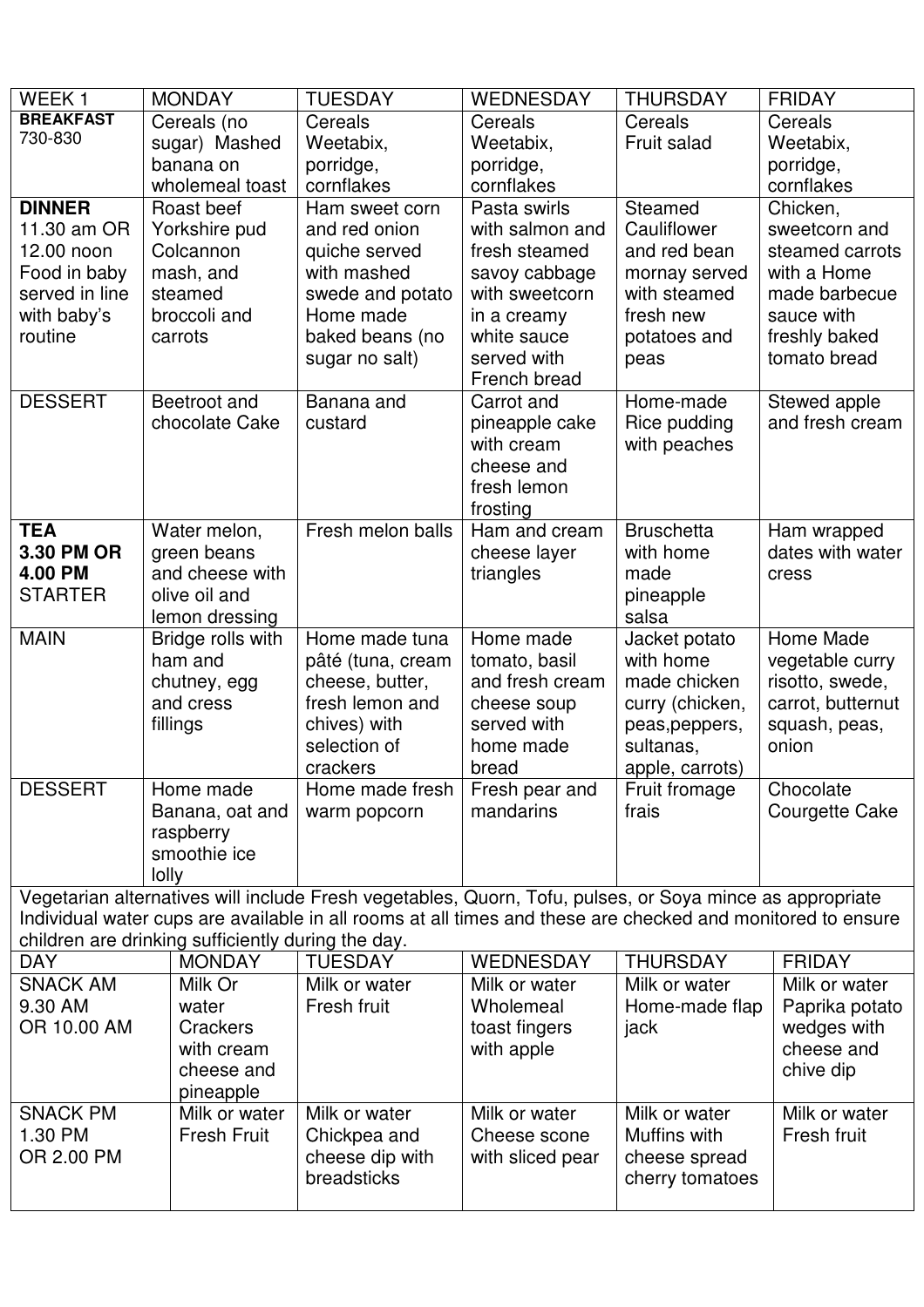| WEEK 1 | MONDAY | TUESDAY | WEDNESDAY | THURSDAY | FRIDAY |
|---|---|---|---|---|---|
| **BREAKFAST** 730-830 | Cereals (no sugar) Mashed banana on wholemeal toast | Cereals Weetabix, porridge, cornflakes | Cereals Weetabix, porridge, cornflakes | Cereals Fruit salad | Cereals Weetabix, porridge, cornflakes |
| **DINNER** 11.30 am OR 12.00 noon Food in baby served in line with baby's routine | Roast beef Yorkshire pud Colcannon mash, and steamed broccoli and carrots | Ham sweet corn and red onion quiche served with mashed swede and potato Home made baked beans (no sugar no salt) | Pasta swirls with salmon and fresh steamed savoy cabbage with sweetcorn in a creamy white sauce served with French bread | Steamed Cauliflower and red bean mornay served with steamed fresh new potatoes and peas | Chicken, sweetcorn and steamed carrots with a Home made barbecue sauce with freshly baked tomato bread |
| DESSERT | Beetroot and chocolate Cake | Banana and custard | Carrot and pineapple cake with cream cheese and fresh lemon frosting | Home-made Rice pudding with peaches | Stewed apple and fresh cream |
| **TEA 3.30 PM OR 4.00 PM** STARTER | Water melon, green beans and cheese with olive oil and lemon dressing | Fresh melon balls | Ham and cream cheese layer triangles | Bruschetta with home made pineapple salsa | Ham wrapped dates with water cress |
| MAIN | Bridge rolls with ham and chutney, egg and cress fillings | Home made tuna pâté (tuna, cream cheese, butter, fresh lemon and chives) with selection of crackers | Home made tomato, basil and fresh cream cheese soup served with home made bread | Jacket potato with home made chicken curry (chicken, peas,peppers, sultanas, apple, carrots) | Home Made vegetable curry risotto, swede, carrot, butternut squash, peas, onion |
| DESSERT | Home made Banana, oat and raspberry smoothie ice lolly | Home made fresh warm popcorn | Fresh pear and mandarins | Fruit fromage frais | Chocolate Courgette Cake |

Vegetarian alternatives will include Fresh vegetables, Quorn, Tofu, pulses, or Soya mince as appropriate
Individual water cups are available in all rooms at all times and these are checked and monitored to ensure children are drinking sufficiently during the day.

| DAY | MONDAY | TUESDAY | WEDNESDAY | THURSDAY | FRIDAY |
|---|---|---|---|---|---|
| SNACK AM 9.30 AM OR 10.00 AM | Milk Or water Crackers with cream cheese and pineapple | Milk or water Fresh fruit | Milk or water Wholemeal toast fingers with apple | Milk or water Home-made flap jack | Milk or water Paprika potato wedges with cheese and chive dip |
| SNACK PM 1.30 PM OR 2.00 PM | Milk or water Fresh Fruit | Milk or water Chickpea and cheese dip with breadsticks | Milk or water Cheese scone with sliced pear | Milk or water Muffins with cheese spread cherry tomatoes | Milk or water Fresh fruit |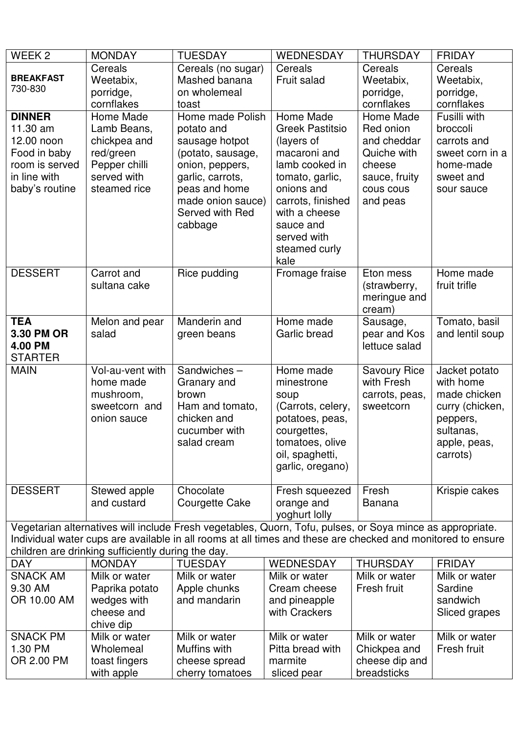| WEEK 2 | MONDAY | TUESDAY | WEDNESDAY | THURSDAY | FRIDAY |
|---|---|---|---|---|---|
| **BREAKFAST** 730-830 | Cereals Weetabix, porridge, cornflakes | Cereals (no sugar) Mashed banana on wholemeal toast | Cereals Fruit salad | Cereals Weetabix, porridge, cornflakes | Cereals Weetabix, porridge, cornflakes |
| **DINNER** 11.30 am 12.00 noon Food in baby room is served in line with baby's routine | Home Made Lamb Beans, chickpea and red/green Pepper chilli served with steamed rice | Home made Polish potato and sausage hotpot (potato, sausage, onion, peppers, garlic, carrots, peas and home made onion sauce) Served with Red cabbage | Home Made Greek Pastitsio (layers of macaroni and lamb cooked in tomato, garlic, onions and carrots, finished with a cheese sauce and served with steamed curly kale | Home Made Red onion and cheddar Quiche with cheese sauce, fruity cous cous and peas | Fusilli with broccoli carrots and sweet corn in a home-made sweet and sour sauce |
| DESSERT | Carrot and sultana cake | Rice pudding | Fromage fraise | Eton mess (strawberry, meringue and cream) | Home made fruit trifle |
| **TEA 3.30 PM OR 4.00 PM** STARTER | Melon and pear salad | Manderin and green beans | Home made Garlic bread | Sausage, pear and Kos lettuce salad | Tomato, basil and lentil soup |
| MAIN | Vol-au-vent with home made mushroom, sweetcorn and onion sauce | Sandwiches – Granary and brown Ham and tomato, chicken and cucumber with salad cream | Home made minestrone soup (Carrots, celery, potatoes, peas, courgettes, tomatoes, olive oil, spaghetti, garlic, oregano) | Savoury Rice with Fresh carrots, peas, sweetcorn | Jacket potato with home made chicken curry (chicken, peppers, sultanas, apple, peas, carrots) |
| DESSERT | Stewed apple and custard | Chocolate Courgette Cake | Fresh squeezed orange and yoghurt lolly | Fresh Banana | Krispie cakes |

Vegetarian alternatives will include Fresh vegetables, Quorn, Tofu, pulses, or Soya mince as appropriate. Individual water cups are available in all rooms at all times and these are checked and monitored to ensure children are drinking sufficiently during the day.

| DAY | MONDAY | TUESDAY | WEDNESDAY | THURSDAY | FRIDAY |
|---|---|---|---|---|---|
| SNACK AM 9.30 AM OR 10.00 AM | Milk or water Paprika potato wedges with cheese and chive dip | Milk or water Apple chunks and mandarin | Milk or water Cream cheese and pineapple with Crackers | Milk or water Fresh fruit | Milk or water Sardine sandwich Sliced grapes |
| SNACK PM 1.30 PM OR 2.00 PM | Milk or water Wholemeal toast fingers with apple | Milk or water Muffins with cheese spread cherry tomatoes | Milk or water Pitta bread with marmite sliced pear | Milk or water Chickpea and cheese dip and breadsticks | Milk or water Fresh fruit |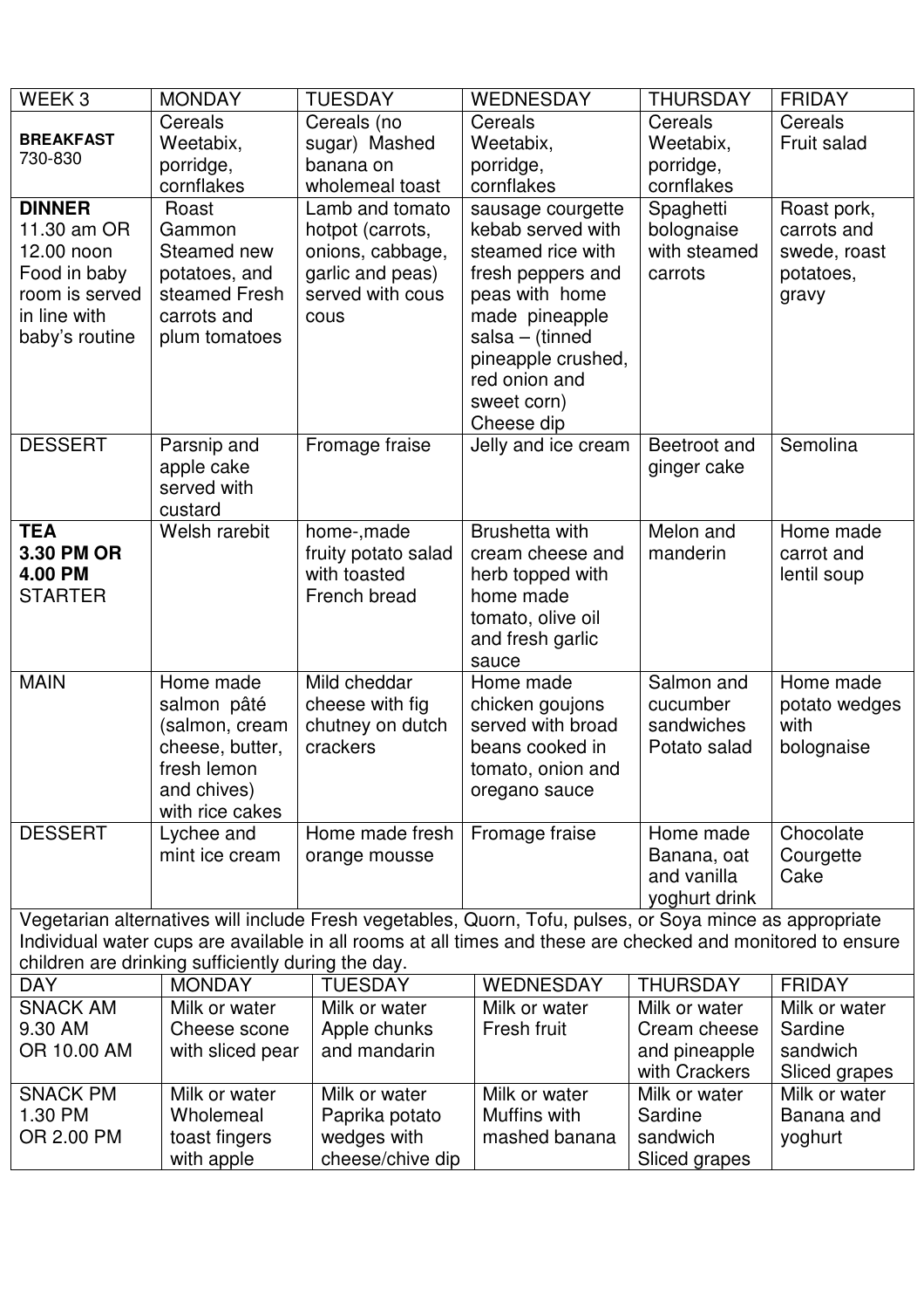| WEEK 3 | MONDAY | TUESDAY | WEDNESDAY | THURSDAY | FRIDAY |
|---|---|---|---|---|---|
| **BREAKFAST** 730-830 | Cereals Weetabix, porridge, cornflakes | Cereals (no sugar) Mashed banana on wholemeal toast | Cereals Weetabix, porridge, cornflakes | Cereals Weetabix, porridge, cornflakes | Cereals Fruit salad |
| **DINNER** 11.30 am OR 12.00 noon Food in baby room is served in line with baby's routine | Roast Gammon Steamed new potatoes, and steamed Fresh carrots and plum tomatoes | Lamb and tomato hotpot (carrots, onions, cabbage, garlic and peas) served with cous cous | sausage courgette kebab served with steamed rice with fresh peppers and peas with home made pineapple salsa – (tinned pineapple crushed, red onion and sweet corn) Cheese dip | Spaghetti bolognaise with steamed carrots | Roast pork, carrots and swede, roast potatoes, gravy |
| DESSERT | Parsnip and apple cake served with custard | Fromage fraise | Jelly and ice cream | Beetroot and ginger cake | Semolina |
| **TEA 3.30 PM OR 4.00 PM** STARTER | Welsh rarebit | home-,made fruity potato salad with toasted French bread | Brushetta with cream cheese and herb topped with home made tomato, olive oil and fresh garlic sauce | Melon and manderin | Home made carrot and lentil soup |
| MAIN | Home made salmon pâté (salmon, cream cheese, butter, fresh lemon and chives) with rice cakes | Mild cheddar cheese with fig chutney on dutch crackers | Home made chicken goujons served with broad beans cooked in tomato, onion and oregano sauce | Salmon and cucumber sandwiches Potato salad | Home made potato wedges with bolognaise |
| DESSERT | Lychee and mint ice cream | Home made fresh orange mousse | Fromage fraise | Home made Banana, oat and vanilla yoghurt drink | Chocolate Courgette Cake |

Vegetarian alternatives will include Fresh vegetables, Quorn, Tofu, pulses, or Soya mince as appropriate
Individual water cups are available in all rooms at all times and these are checked and monitored to ensure children are drinking sufficiently during the day.

| DAY | MONDAY | TUESDAY | WEDNESDAY | THURSDAY | FRIDAY |
|---|---|---|---|---|---|
| SNACK AM 9.30 AM OR 10.00 AM | Milk or water Cheese scone with sliced pear | Milk or water Apple chunks and mandarin | Milk or water Fresh fruit | Milk or water Cream cheese and pineapple with Crackers | Milk or water Sardine sandwich Sliced grapes |
| SNACK PM 1.30 PM OR 2.00 PM | Milk or water Wholemeal toast fingers with apple | Milk or water Paprika potato wedges with cheese/chive dip | Milk or water Muffins with mashed banana | Milk or water Sardine sandwich Sliced grapes | Milk or water Banana and yoghurt |